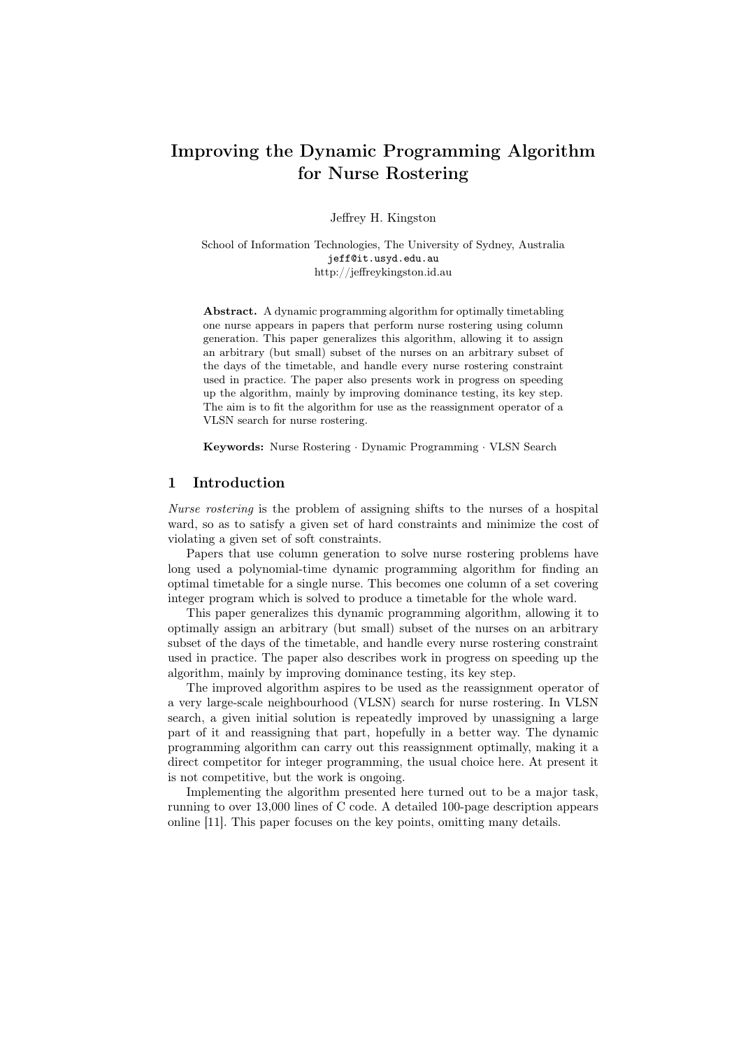# Improving the Dynamic Programming Algorithm for Nurse Rostering

Jeffrey H. Kingston

School of Information Technologies, The University of Sydney, Australia
jeff@it.usyd.edu.au
http://jeffreykingston.id.au

**Abstract.** A dynamic programming algorithm for optimally timetabling one nurse appears in papers that perform nurse rostering using column generation. This paper generalizes this algorithm, allowing it to assign an arbitrary (but small) subset of the nurses on an arbitrary subset of the days of the timetable, and handle every nurse rostering constraint used in practice. The paper also presents work in progress on speeding up the algorithm, mainly by improving dominance testing, its key step. The aim is to fit the algorithm for use as the reassignment operator of a VLSN search for nurse rostering.

**Keywords:** Nurse Rostering · Dynamic Programming · VLSN Search

## 1 Introduction

*Nurse rostering* is the problem of assigning shifts to the nurses of a hospital ward, so as to satisfy a given set of hard constraints and minimize the cost of violating a given set of soft constraints.

Papers that use column generation to solve nurse rostering problems have long used a polynomial-time dynamic programming algorithm for finding an optimal timetable for a single nurse. This becomes one column of a set covering integer program which is solved to produce a timetable for the whole ward.

This paper generalizes this dynamic programming algorithm, allowing it to optimally assign an arbitrary (but small) subset of the nurses on an arbitrary subset of the days of the timetable, and handle every nurse rostering constraint used in practice. The paper also describes work in progress on speeding up the algorithm, mainly by improving dominance testing, its key step.

The improved algorithm aspires to be used as the reassignment operator of a very large-scale neighbourhood (VLSN) search for nurse rostering. In VLSN search, a given initial solution is repeatedly improved by unassigning a large part of it and reassigning that part, hopefully in a better way. The dynamic programming algorithm can carry out this reassignment optimally, making it a direct competitor for integer programming, the usual choice here. At present it is not competitive, but the work is ongoing.

Implementing the algorithm presented here turned out to be a major task, running to over 13,000 lines of C code. A detailed 100-page description appears online [11]. This paper focuses on the key points, omitting many details.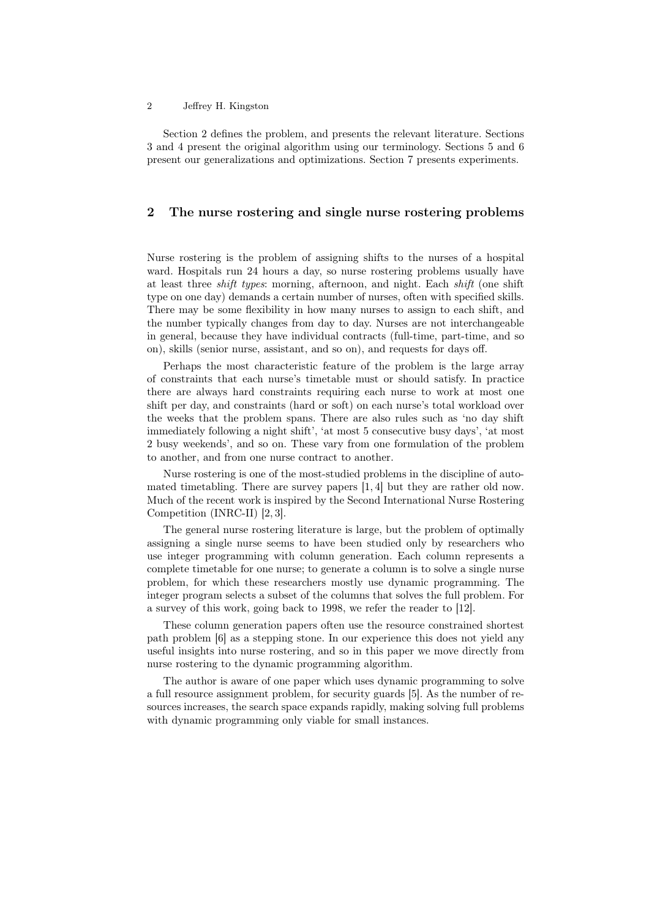Section 2 defines the problem, and presents the relevant literature. Sections 3 and 4 present the original algorithm using our terminology. Sections 5 and 6 present our generalizations and optimizations. Section 7 presents experiments.

## 2 The nurse rostering and single nurse rostering problems

Nurse rostering is the problem of assigning shifts to the nurses of a hospital ward. Hospitals run 24 hours a day, so nurse rostering problems usually have at least three *shift types*: morning, afternoon, and night. Each *shift* (one shift type on one day) demands a certain number of nurses, often with specified skills. There may be some flexibility in how many nurses to assign to each shift, and the number typically changes from day to day. Nurses are not interchangeable in general, because they have individual contracts (full-time, part-time, and so on), skills (senior nurse, assistant, and so on), and requests for days off.

Perhaps the most characteristic feature of the problem is the large array of constraints that each nurse's timetable must or should satisfy. In practice there are always hard constraints requiring each nurse to work at most one shift per day, and constraints (hard or soft) on each nurse's total workload over the weeks that the problem spans. There are also rules such as 'no day shift immediately following a night shift', 'at most 5 consecutive busy days', 'at most 2 busy weekends', and so on. These vary from one formulation of the problem to another, and from one nurse contract to another.

Nurse rostering is one of the most-studied problems in the discipline of automated timetabling. There are survey papers [1, 4] but they are rather old now. Much of the recent work is inspired by the Second International Nurse Rostering Competition (INRC-II) [2, 3].

The general nurse rostering literature is large, but the problem of optimally assigning a single nurse seems to have been studied only by researchers who use integer programming with column generation. Each column represents a complete timetable for one nurse; to generate a column is to solve a single nurse problem, for which these researchers mostly use dynamic programming. The integer program selects a subset of the columns that solves the full problem. For a survey of this work, going back to 1998, we refer the reader to [12].

These column generation papers often use the resource constrained shortest path problem [6] as a stepping stone. In our experience this does not yield any useful insights into nurse rostering, and so in this paper we move directly from nurse rostering to the dynamic programming algorithm.

The author is aware of one paper which uses dynamic programming to solve a full resource assignment problem, for security guards [5]. As the number of resources increases, the search space expands rapidly, making solving full problems with dynamic programming only viable for small instances.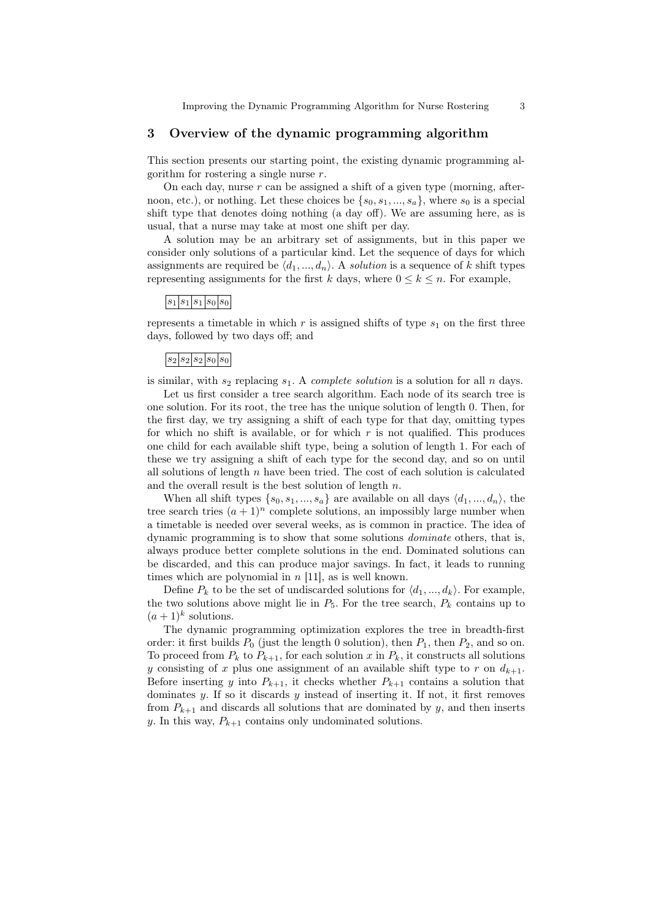## 3 Overview of the dynamic programming algorithm

This section presents our starting point, the existing dynamic programming algorithm for rostering a single nurse $r$.

On each day, nurse $r$ can be assigned a shift of a given type (morning, afternoon, etc.), or nothing. Let these choices be $\{s_0, s_1, ..., s_a\}$, where $s_0$ is a special shift type that denotes doing nothing (a day off). We are assuming here, as is usual, that a nurse may take at most one shift per day.

A solution may be an arbitrary set of assignments, but in this paper we consider only solutions of a particular kind. Let the sequence of days for which assignments are required be $\langle d_1, ..., d_n \rangle$. A *solution* is a sequence of $k$ shift types representing assignments for the first $k$ days, where $0 \leq k \leq n$. For example,

| $s_1$ | $s_1$ | $s_1$ | $s_0$ | $s_0$ |
|---|---|---|---|---|

represents a timetable in which $r$ is assigned shifts of type $s_1$ on the first three days, followed by two days off; and

| $s_2$ | $s_2$ | $s_2$ | $s_0$ | $s_0$ |
|---|---|---|---|---|

is similar, with $s_2$ replacing $s_1$. A *complete solution* is a solution for all $n$ days.

Let us first consider a tree search algorithm. Each node of its search tree is one solution. For its root, the tree has the unique solution of length 0. Then, for the first day, we try assigning a shift of each type for that day, omitting types for which no shift is available, or for which $r$ is not qualified. This produces one child for each available shift type, being a solution of length 1. For each of these we try assigning a shift of each type for the second day, and so on until all solutions of length $n$ have been tried. The cost of each solution is calculated and the overall result is the best solution of length $n$.

When all shift types $\{s_0, s_1, ..., s_a\}$ are available on all days $\langle d_1, ..., d_n \rangle$, the tree search tries $(a + 1)^n$ complete solutions, an impossibly large number when a timetable is needed over several weeks, as is common in practice. The idea of dynamic programming is to show that some solutions *dominate* others, that is, always produce better complete solutions in the end. Dominated solutions can be discarded, and this can produce major savings. In fact, it leads to running times which are polynomial in $n$ [11], as is well known.

Define $P_k$ to be the set of undiscarded solutions for $\langle d_1, ..., d_k \rangle$. For example, the two solutions above might lie in $P_5$. For the tree search, $P_k$ contains up to $(a + 1)^k$ solutions.

The dynamic programming optimization explores the tree in breadth-first order: it first builds $P_0$ (just the length 0 solution), then $P_1$, then $P_2$, and so on. To proceed from $P_k$ to $P_{k+1}$, for each solution $x$ in $P_k$, it constructs all solutions $y$ consisting of $x$ plus one assignment of an available shift type to $r$ on $d_{k+1}$. Before inserting $y$ into $P_{k+1}$, it checks whether $P_{k+1}$ contains a solution that dominates $y$. If so it discards $y$ instead of inserting it. If not, it first removes from $P_{k+1}$ and discards all solutions that are dominated by $y$, and then inserts $y$. In this way, $P_{k+1}$ contains only undominated solutions.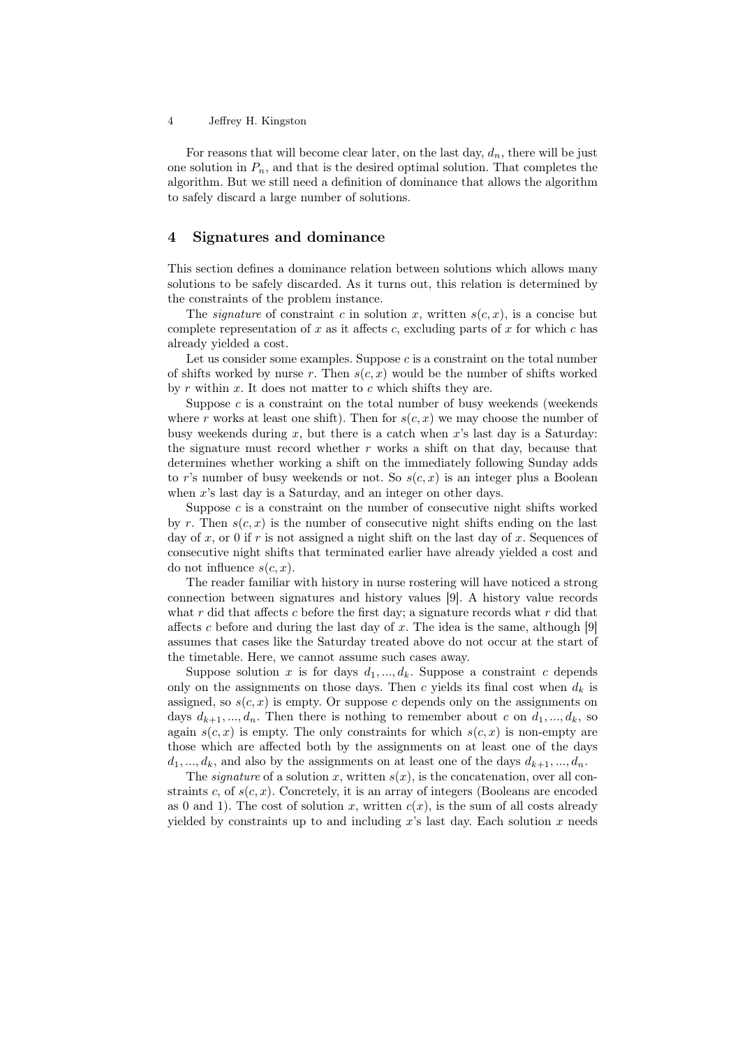For reasons that will become clear later, on the last day, $d_n$, there will be just one solution in $P_n$, and that is the desired optimal solution. That completes the algorithm. But we still need a definition of dominance that allows the algorithm to safely discard a large number of solutions.

## 4 Signatures and dominance

This section defines a dominance relation between solutions which allows many solutions to be safely discarded. As it turns out, this relation is determined by the constraints of the problem instance.

The *signature* of constraint $c$ in solution $x$, written $s(c, x)$, is a concise but complete representation of $x$ as it affects $c$, excluding parts of $x$ for which $c$ has already yielded a cost.

Let us consider some examples. Suppose $c$ is a constraint on the total number of shifts worked by nurse $r$. Then $s(c, x)$ would be the number of shifts worked by $r$ within $x$. It does not matter to $c$ which shifts they are.

Suppose $c$ is a constraint on the total number of busy weekends (weekends where $r$ works at least one shift). Then for $s(c, x)$ we may choose the number of busy weekends during $x$, but there is a catch when $x$'s last day is a Saturday: the signature must record whether $r$ works a shift on that day, because that determines whether working a shift on the immediately following Sunday adds to $r$'s number of busy weekends or not. So $s(c, x)$ is an integer plus a Boolean when $x$'s last day is a Saturday, and an integer on other days.

Suppose $c$ is a constraint on the number of consecutive night shifts worked by $r$. Then $s(c, x)$ is the number of consecutive night shifts ending on the last day of $x$, or 0 if $r$ is not assigned a night shift on the last day of $x$. Sequences of consecutive night shifts that terminated earlier have already yielded a cost and do not influence $s(c, x)$.

The reader familiar with history in nurse rostering will have noticed a strong connection between signatures and history values [9]. A history value records what $r$ did that affects $c$ before the first day; a signature records what $r$ did that affects $c$ before and during the last day of $x$. The idea is the same, although [9] assumes that cases like the Saturday treated above do not occur at the start of the timetable. Here, we cannot assume such cases away.

Suppose solution $x$ is for days $d_1, ..., d_k$. Suppose a constraint $c$ depends only on the assignments on those days. Then $c$ yields its final cost when $d_k$ is assigned, so $s(c, x)$ is empty. Or suppose $c$ depends only on the assignments on days $d_{k+1}, ..., d_n$. Then there is nothing to remember about $c$ on $d_1, ..., d_k$, so again $s(c, x)$ is empty. The only constraints for which $s(c, x)$ is non-empty are those which are affected both by the assignments on at least one of the days $d_1, ..., d_k$, and also by the assignments on at least one of the days $d_{k+1}, ..., d_n$.

The *signature* of a solution $x$, written $s(x)$, is the concatenation, over all constraints $c$, of $s(c, x)$. Concretely, it is an array of integers (Booleans are encoded as 0 and 1). The cost of solution $x$, written $c(x)$, is the sum of all costs already yielded by constraints up to and including $x$'s last day. Each solution $x$ needs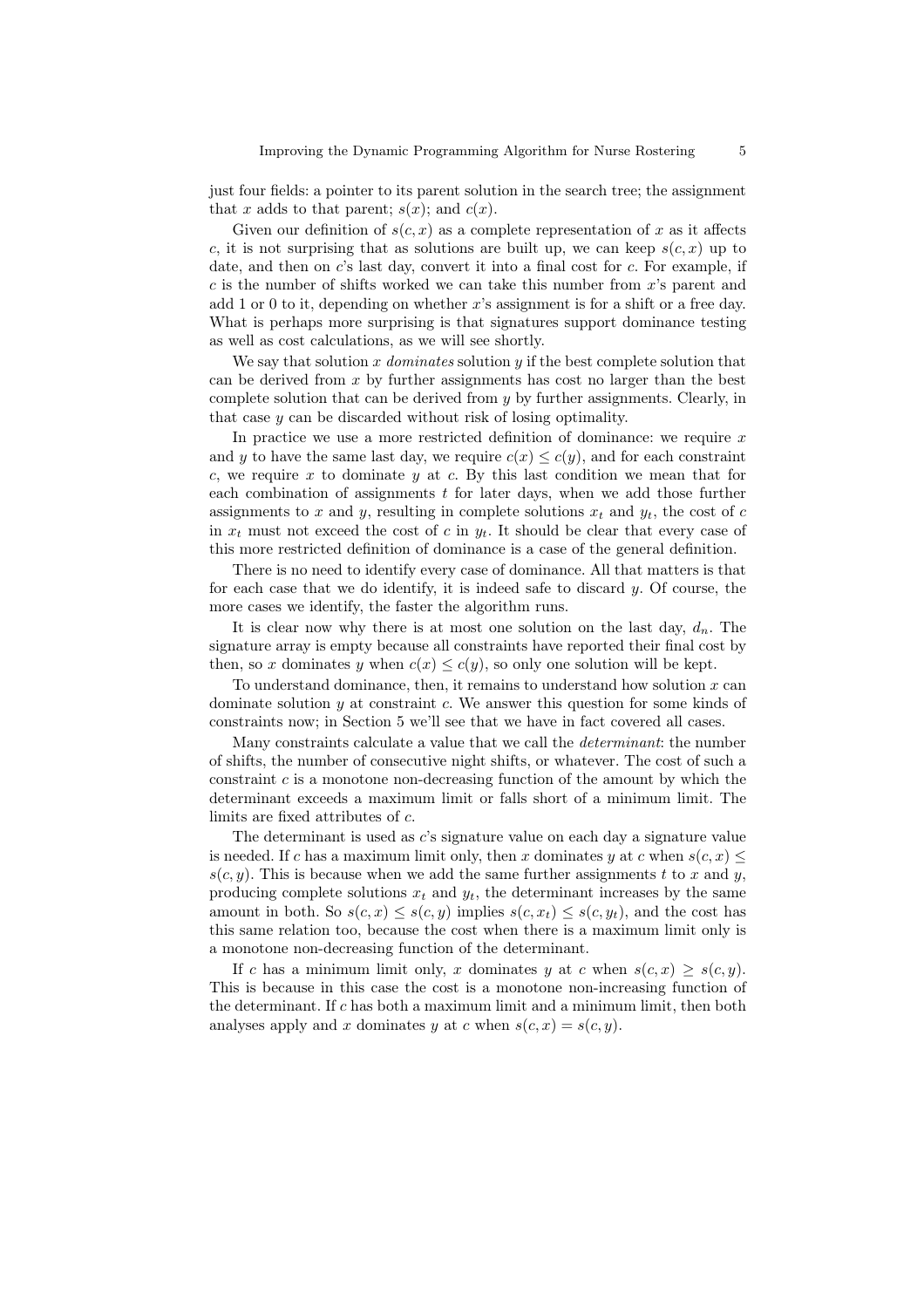just four fields: a pointer to its parent solution in the search tree; the assignment that $x$ adds to that parent; $s(x)$; and $c(x)$.

Given our definition of $s(c, x)$ as a complete representation of $x$ as it affects $c$, it is not surprising that as solutions are built up, we can keep $s(c, x)$ up to date, and then on $c$'s last day, convert it into a final cost for $c$. For example, if $c$ is the number of shifts worked we can take this number from $x$'s parent and add 1 or 0 to it, depending on whether $x$'s assignment is for a shift or a free day. What is perhaps more surprising is that signatures support dominance testing as well as cost calculations, as we will see shortly.

We say that solution $x$ *dominates* solution $y$ if the best complete solution that can be derived from $x$ by further assignments has cost no larger than the best complete solution that can be derived from $y$ by further assignments. Clearly, in that case $y$ can be discarded without risk of losing optimality.

In practice we use a more restricted definition of dominance: we require $x$ and $y$ to have the same last day, we require $c(x) \leq c(y)$, and for each constraint $c$, we require $x$ to dominate $y$ at $c$. By this last condition we mean that for each combination of assignments $t$ for later days, when we add those further assignments to $x$ and $y$, resulting in complete solutions $x_t$ and $y_t$, the cost of $c$ in $x_t$ must not exceed the cost of $c$ in $y_t$. It should be clear that every case of this more restricted definition of dominance is a case of the general definition.

There is no need to identify every case of dominance. All that matters is that for each case that we do identify, it is indeed safe to discard $y$. Of course, the more cases we identify, the faster the algorithm runs.

It is clear now why there is at most one solution on the last day, $d_n$. The signature array is empty because all constraints have reported their final cost by then, so $x$ dominates $y$ when $c(x) \leq c(y)$, so only one solution will be kept.

To understand dominance, then, it remains to understand how solution $x$ can dominate solution $y$ at constraint $c$. We answer this question for some kinds of constraints now; in Section 5 we'll see that we have in fact covered all cases.

Many constraints calculate a value that we call the *determinant*: the number of shifts, the number of consecutive night shifts, or whatever. The cost of such a constraint $c$ is a monotone non-decreasing function of the amount by which the determinant exceeds a maximum limit or falls short of a minimum limit. The limits are fixed attributes of $c$.

The determinant is used as $c$'s signature value on each day a signature value is needed. If $c$ has a maximum limit only, then $x$ dominates $y$ at $c$ when $s(c, x) \leq s(c, y)$. This is because when we add the same further assignments $t$ to $x$ and $y$, producing complete solutions $x_t$ and $y_t$, the determinant increases by the same amount in both. So $s(c, x) \leq s(c, y)$ implies $s(c, x_t) \leq s(c, y_t)$, and the cost has this same relation too, because the cost when there is a maximum limit only is a monotone non-decreasing function of the determinant.

If $c$ has a minimum limit only, $x$ dominates $y$ at $c$ when $s(c, x) \geq s(c, y)$. This is because in this case the cost is a monotone non-increasing function of the determinant. If $c$ has both a maximum limit and a minimum limit, then both analyses apply and $x$ dominates $y$ at $c$ when $s(c, x) = s(c, y)$.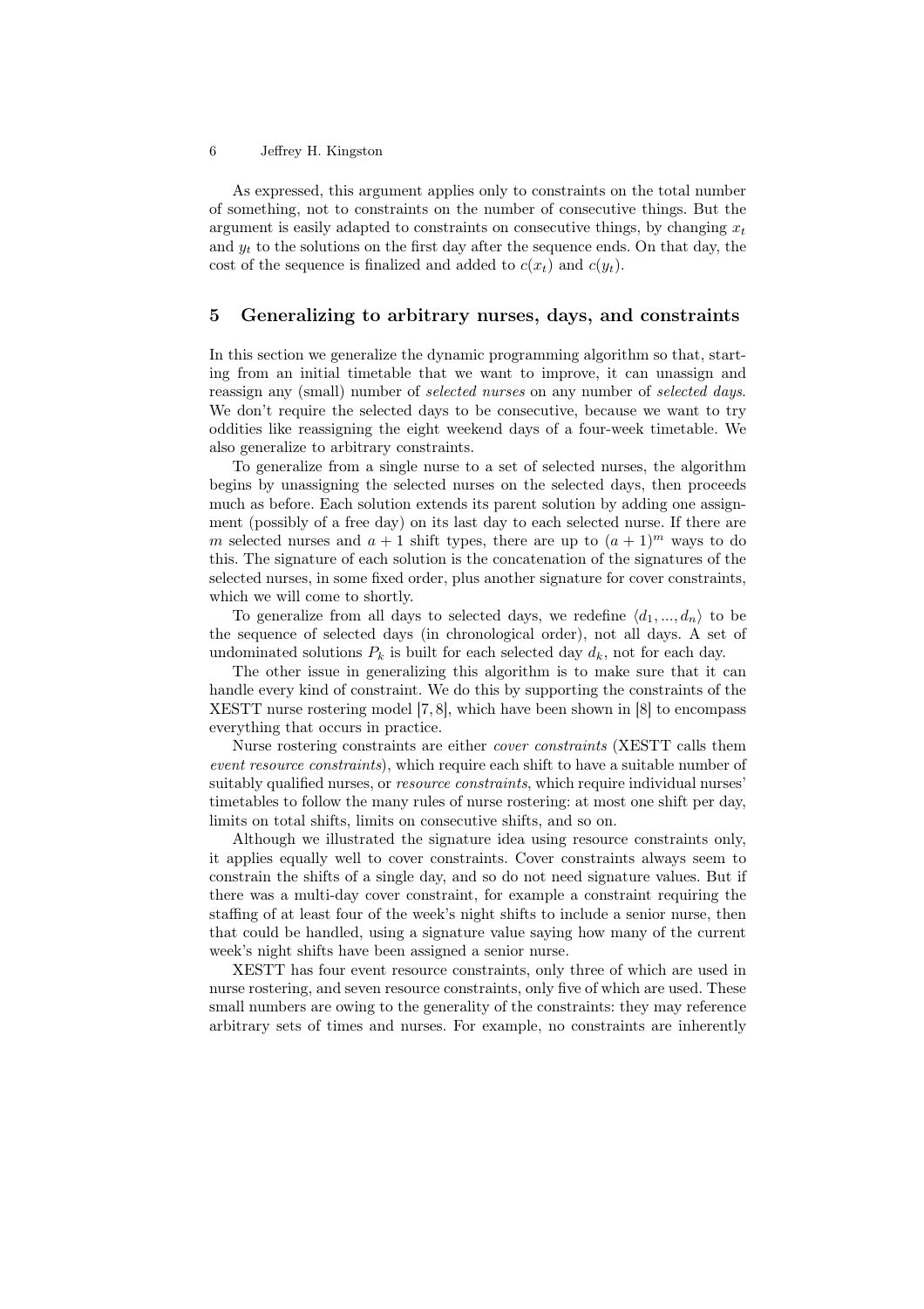As expressed, this argument applies only to constraints on the total number of something, not to constraints on the number of consecutive things. But the argument is easily adapted to constraints on consecutive things, by changing $x_t$ and $y_t$ to the solutions on the first day after the sequence ends. On that day, the cost of the sequence is finalized and added to $c(x_t)$ and $c(y_t)$.

## 5 Generalizing to arbitrary nurses, days, and constraints

In this section we generalize the dynamic programming algorithm so that, starting from an initial timetable that we want to improve, it can unassign and reassign any (small) number of *selected nurses* on any number of *selected days*. We don't require the selected days to be consecutive, because we want to try oddities like reassigning the eight weekend days of a four-week timetable. We also generalize to arbitrary constraints.

To generalize from a single nurse to a set of selected nurses, the algorithm begins by unassigning the selected nurses on the selected days, then proceeds much as before. Each solution extends its parent solution by adding one assignment (possibly of a free day) on its last day to each selected nurse. If there are $m$ selected nurses and $a + 1$ shift types, there are up to $(a + 1)^m$ ways to do this. The signature of each solution is the concatenation of the signatures of the selected nurses, in some fixed order, plus another signature for cover constraints, which we will come to shortly.

To generalize from all days to selected days, we redefine $\langle d_1, ..., d_n \rangle$ to be the sequence of selected days (in chronological order), not all days. A set of undominated solutions $P_k$ is built for each selected day $d_k$, not for each day.

The other issue in generalizing this algorithm is to make sure that it can handle every kind of constraint. We do this by supporting the constraints of the XESTT nurse rostering model [7, 8], which have been shown in [8] to encompass everything that occurs in practice.

Nurse rostering constraints are either *cover constraints* (XESTT calls them *event resource constraints*), which require each shift to have a suitable number of suitably qualified nurses, or *resource constraints*, which require individual nurses' timetables to follow the many rules of nurse rostering: at most one shift per day, limits on total shifts, limits on consecutive shifts, and so on.

Although we illustrated the signature idea using resource constraints only, it applies equally well to cover constraints. Cover constraints always seem to constrain the shifts of a single day, and so do not need signature values. But if there was a multi-day cover constraint, for example a constraint requiring the staffing of at least four of the week's night shifts to include a senior nurse, then that could be handled, using a signature value saying how many of the current week's night shifts have been assigned a senior nurse.

XESTT has four event resource constraints, only three of which are used in nurse rostering, and seven resource constraints, only five of which are used. These small numbers are owing to the generality of the constraints: they may reference arbitrary sets of times and nurses. For example, no constraints are inherently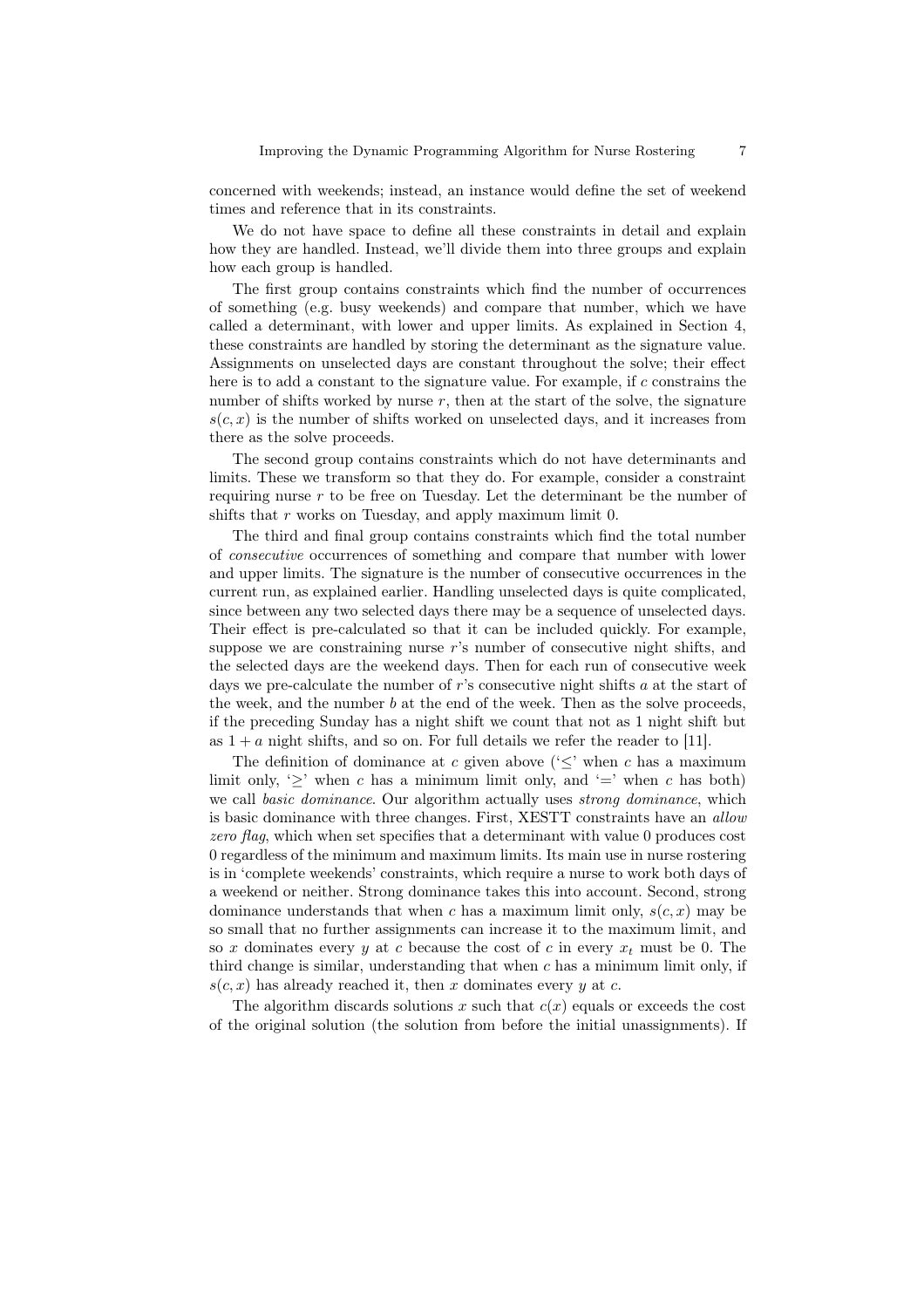concerned with weekends; instead, an instance would define the set of weekend times and reference that in its constraints.

We do not have space to define all these constraints in detail and explain how they are handled. Instead, we'll divide them into three groups and explain how each group is handled.

The first group contains constraints which find the number of occurrences of something (e.g. busy weekends) and compare that number, which we have called a determinant, with lower and upper limits. As explained in Section 4, these constraints are handled by storing the determinant as the signature value. Assignments on unselected days are constant throughout the solve; their effect here is to add a constant to the signature value. For example, if $c$ constrains the number of shifts worked by nurse $r$, then at the start of the solve, the signature $s(c, x)$ is the number of shifts worked on unselected days, and it increases from there as the solve proceeds.

The second group contains constraints which do not have determinants and limits. These we transform so that they do. For example, consider a constraint requiring nurse $r$ to be free on Tuesday. Let the determinant be the number of shifts that $r$ works on Tuesday, and apply maximum limit 0.

The third and final group contains constraints which find the total number of *consecutive* occurrences of something and compare that number with lower and upper limits. The signature is the number of consecutive occurrences in the current run, as explained earlier. Handling unselected days is quite complicated, since between any two selected days there may be a sequence of unselected days. Their effect is pre-calculated so that it can be included quickly. For example, suppose we are constraining nurse $r$'s number of consecutive night shifts, and the selected days are the weekend days. Then for each run of consecutive week days we pre-calculate the number of $r$'s consecutive night shifts $a$ at the start of the week, and the number $b$ at the end of the week. Then as the solve proceeds, if the preceding Sunday has a night shift we count that not as 1 night shift but as $1 + a$ night shifts, and so on. For full details we refer the reader to [11].

The definition of dominance at $c$ given above ('$\leq$' when $c$ has a maximum limit only, '$\geq$' when $c$ has a minimum limit only, and '$=$' when $c$ has both) we call *basic dominance*. Our algorithm actually uses *strong dominance*, which is basic dominance with three changes. First, XESTT constraints have an *allow zero flag*, which when set specifies that a determinant with value 0 produces cost 0 regardless of the minimum and maximum limits. Its main use in nurse rostering is in 'complete weekends' constraints, which require a nurse to work both days of a weekend or neither. Strong dominance takes this into account. Second, strong dominance understands that when $c$ has a maximum limit only, $s(c, x)$ may be so small that no further assignments can increase it to the maximum limit, and so $x$ dominates every $y$ at $c$ because the cost of $c$ in every $x_t$ must be 0. The third change is similar, understanding that when $c$ has a minimum limit only, if $s(c, x)$ has already reached it, then $x$ dominates every $y$ at $c$.

The algorithm discards solutions $x$ such that $c(x)$ equals or exceeds the cost of the original solution (the solution from before the initial unassignments). If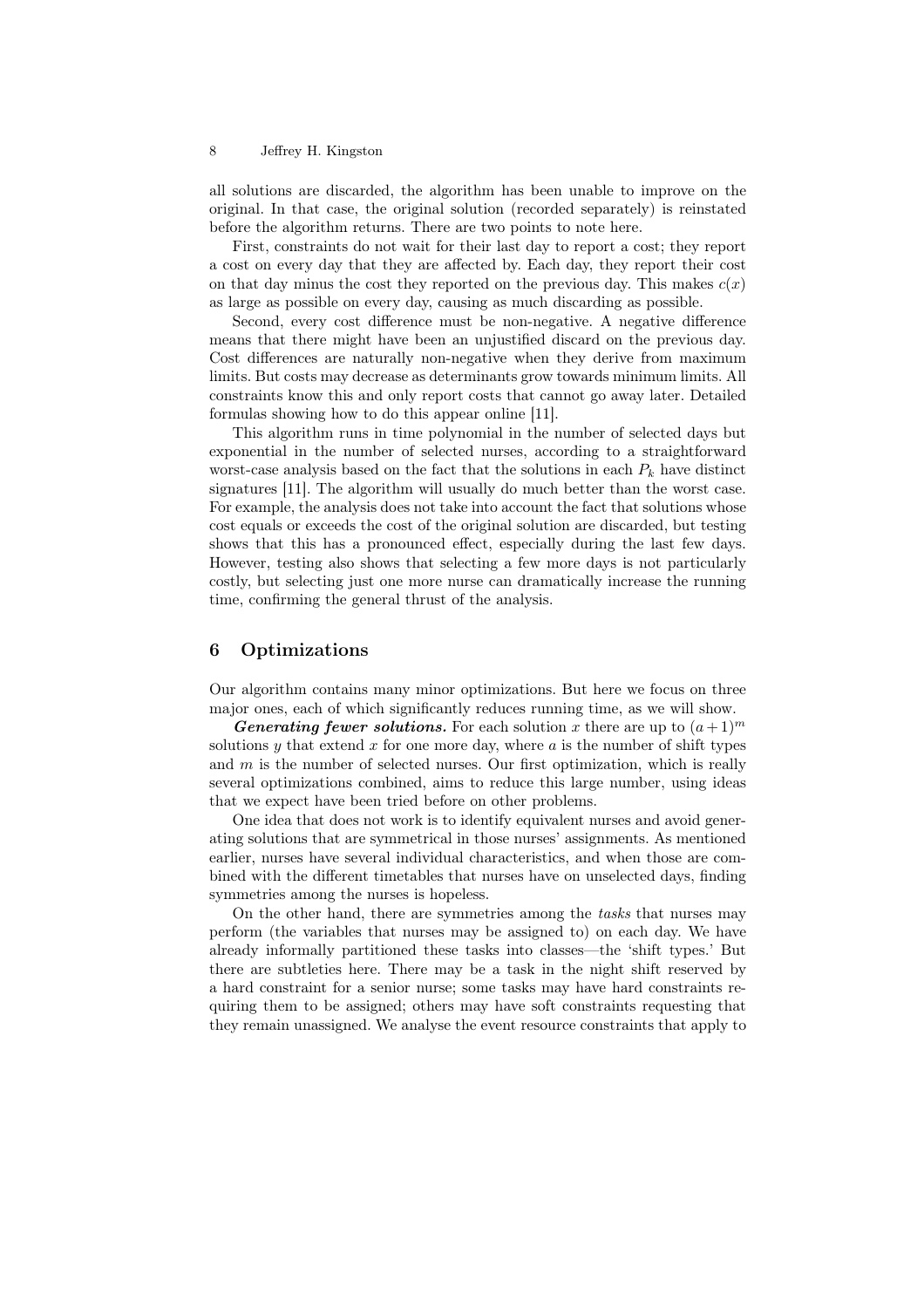all solutions are discarded, the algorithm has been unable to improve on the original. In that case, the original solution (recorded separately) is reinstated before the algorithm returns. There are two points to note here.

First, constraints do not wait for their last day to report a cost; they report a cost on every day that they are affected by. Each day, they report their cost on that day minus the cost they reported on the previous day. This makes $c(x)$ as large as possible on every day, causing as much discarding as possible.

Second, every cost difference must be non-negative. A negative difference means that there might have been an unjustified discard on the previous day. Cost differences are naturally non-negative when they derive from maximum limits. But costs may decrease as determinants grow towards minimum limits. All constraints know this and only report costs that cannot go away later. Detailed formulas showing how to do this appear online [11].

This algorithm runs in time polynomial in the number of selected days but exponential in the number of selected nurses, according to a straightforward worst-case analysis based on the fact that the solutions in each $P_k$ have distinct signatures [11]. The algorithm will usually do much better than the worst case. For example, the analysis does not take into account the fact that solutions whose cost equals or exceeds the cost of the original solution are discarded, but testing shows that this has a pronounced effect, especially during the last few days. However, testing also shows that selecting a few more days is not particularly costly, but selecting just one more nurse can dramatically increase the running time, confirming the general thrust of the analysis.

## 6 Optimizations

Our algorithm contains many minor optimizations. But here we focus on three major ones, each of which significantly reduces running time, as we will show.

***Generating fewer solutions.*** For each solution $x$ there are up to $(a+1)^m$ solutions $y$ that extend $x$ for one more day, where $a$ is the number of shift types and $m$ is the number of selected nurses. Our first optimization, which is really several optimizations combined, aims to reduce this large number, using ideas that we expect have been tried before on other problems.

One idea that does not work is to identify equivalent nurses and avoid generating solutions that are symmetrical in those nurses' assignments. As mentioned earlier, nurses have several individual characteristics, and when those are combined with the different timetables that nurses have on unselected days, finding symmetries among the nurses is hopeless.

On the other hand, there are symmetries among the *tasks* that nurses may perform (the variables that nurses may be assigned to) on each day. We have already informally partitioned these tasks into classes—the 'shift types.' But there are subtleties here. There may be a task in the night shift reserved by a hard constraint for a senior nurse; some tasks may have hard constraints requiring them to be assigned; others may have soft constraints requesting that they remain unassigned. We analyse the event resource constraints that apply to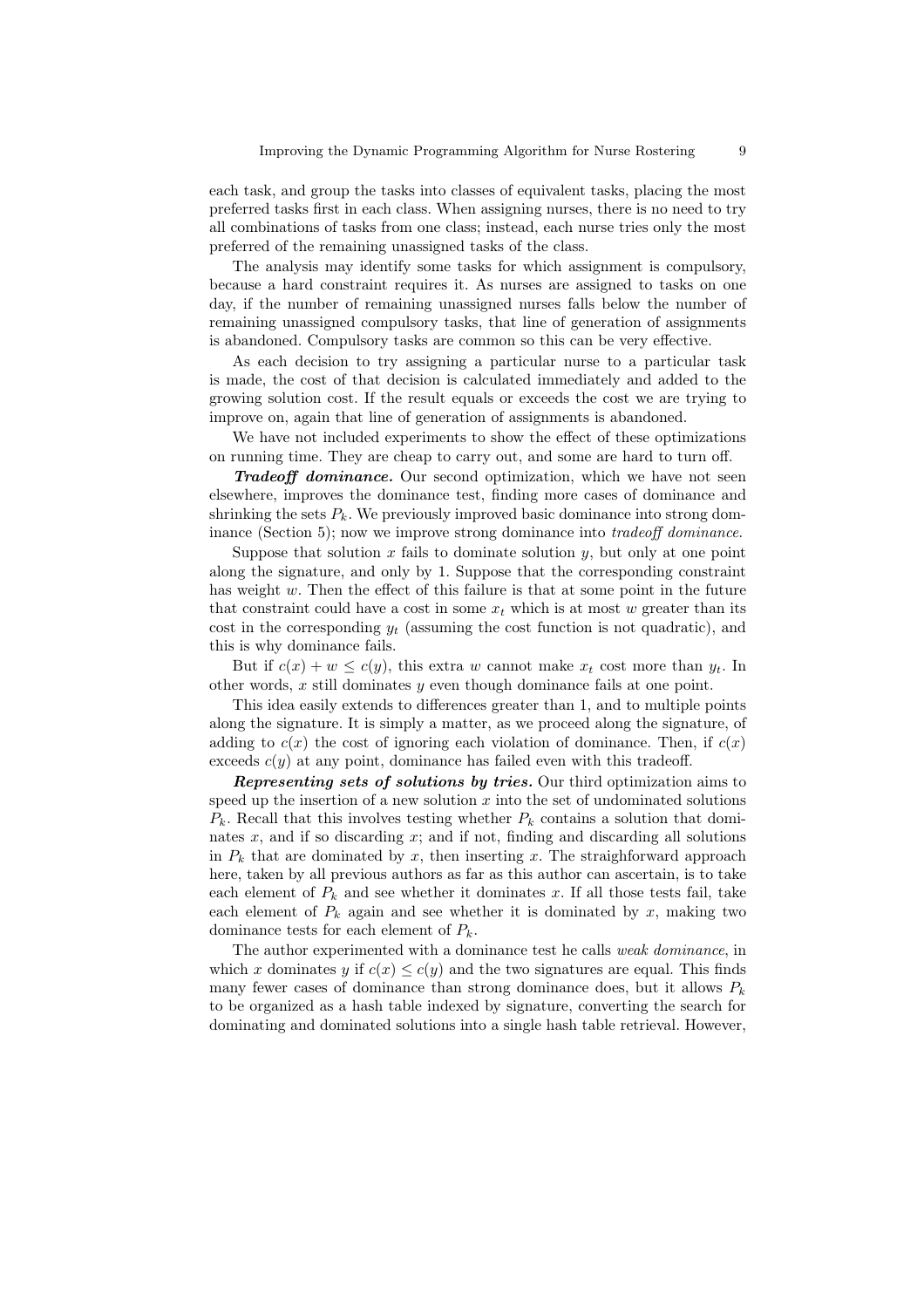each task, and group the tasks into classes of equivalent tasks, placing the most preferred tasks first in each class. When assigning nurses, there is no need to try all combinations of tasks from one class; instead, each nurse tries only the most preferred of the remaining unassigned tasks of the class.

The analysis may identify some tasks for which assignment is compulsory, because a hard constraint requires it. As nurses are assigned to tasks on one day, if the number of remaining unassigned nurses falls below the number of remaining unassigned compulsory tasks, that line of generation of assignments is abandoned. Compulsory tasks are common so this can be very effective.

As each decision to try assigning a particular nurse to a particular task is made, the cost of that decision is calculated immediately and added to the growing solution cost. If the result equals or exceeds the cost we are trying to improve on, again that line of generation of assignments is abandoned.

We have not included experiments to show the effect of these optimizations on running time. They are cheap to carry out, and some are hard to turn off.

***Tradeoff dominance.*** Our second optimization, which we have not seen elsewhere, improves the dominance test, finding more cases of dominance and shrinking the sets $P_k$. We previously improved basic dominance into strong dominance (Section 5); now we improve strong dominance into *tradeoff dominance*.

Suppose that solution $x$ fails to dominate solution $y$, but only at one point along the signature, and only by 1. Suppose that the corresponding constraint has weight $w$. Then the effect of this failure is that at some point in the future that constraint could have a cost in some $x_t$ which is at most $w$ greater than its cost in the corresponding $y_t$ (assuming the cost function is not quadratic), and this is why dominance fails.

But if $c(x) + w \leq c(y)$, this extra $w$ cannot make $x_t$ cost more than $y_t$. In other words, $x$ still dominates $y$ even though dominance fails at one point.

This idea easily extends to differences greater than 1, and to multiple points along the signature. It is simply a matter, as we proceed along the signature, of adding to $c(x)$ the cost of ignoring each violation of dominance. Then, if $c(x)$ exceeds $c(y)$ at any point, dominance has failed even with this tradeoff.

***Representing sets of solutions by tries.*** Our third optimization aims to speed up the insertion of a new solution $x$ into the set of undominated solutions $P_k$. Recall that this involves testing whether $P_k$ contains a solution that dominates $x$, and if so discarding $x$; and if not, finding and discarding all solutions in $P_k$ that are dominated by $x$, then inserting $x$. The straighforward approach here, taken by all previous authors as far as this author can ascertain, is to take each element of $P_k$ and see whether it dominates $x$. If all those tests fail, take each element of $P_k$ again and see whether it is dominated by $x$, making two dominance tests for each element of $P_k$.

The author experimented with a dominance test he calls *weak dominance*, in which $x$ dominates $y$ if $c(x) \leq c(y)$ and the two signatures are equal. This finds many fewer cases of dominance than strong dominance does, but it allows $P_k$ to be organized as a hash table indexed by signature, converting the search for dominating and dominated solutions into a single hash table retrieval. However,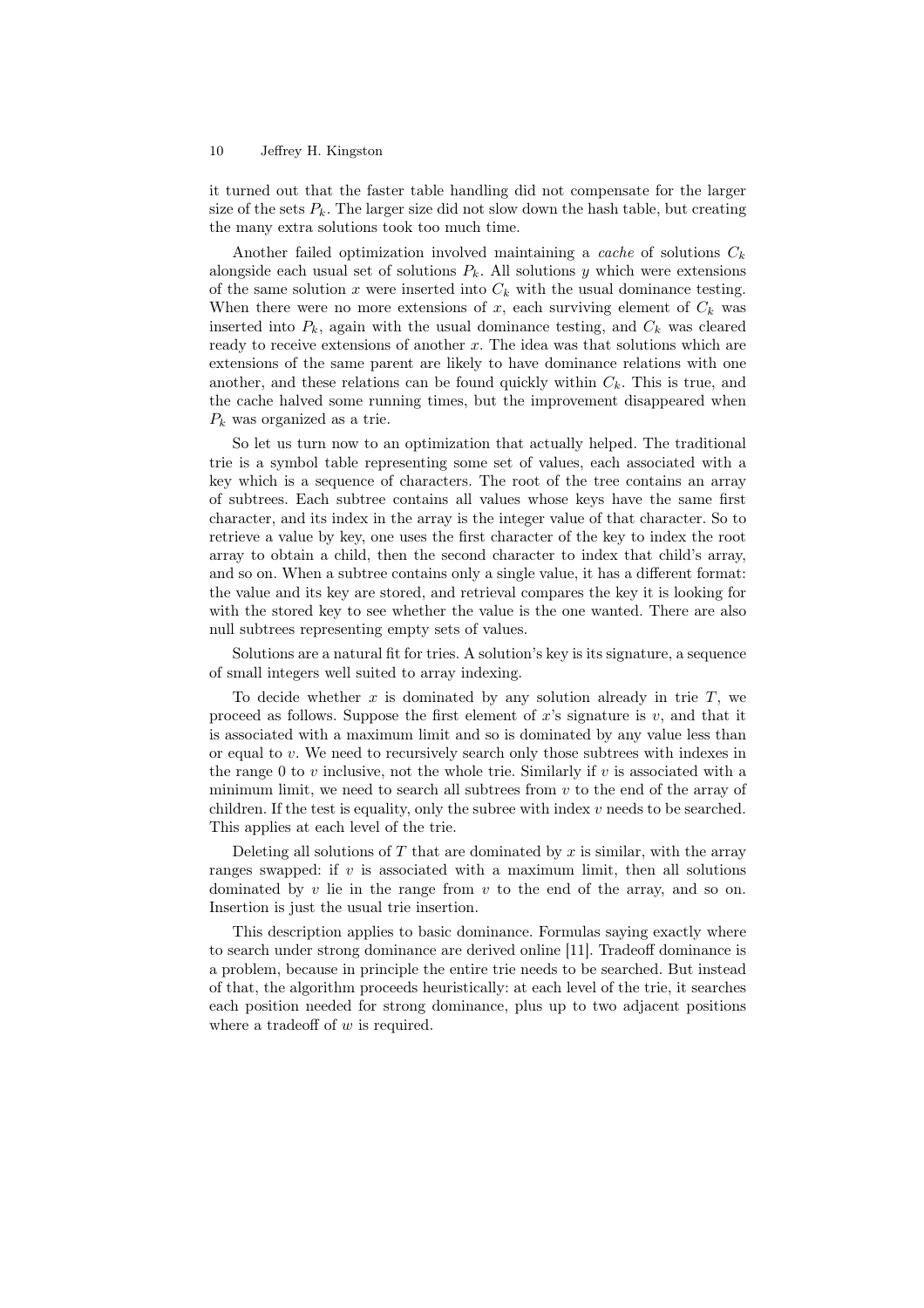it turned out that the faster table handling did not compensate for the larger size of the sets $P_k$. The larger size did not slow down the hash table, but creating the many extra solutions took too much time.

Another failed optimization involved maintaining a *cache* of solutions $C_k$ alongside each usual set of solutions $P_k$. All solutions $y$ which were extensions of the same solution $x$ were inserted into $C_k$ with the usual dominance testing. When there were no more extensions of $x$, each surviving element of $C_k$ was inserted into $P_k$, again with the usual dominance testing, and $C_k$ was cleared ready to receive extensions of another $x$. The idea was that solutions which are extensions of the same parent are likely to have dominance relations with one another, and these relations can be found quickly within $C_k$. This is true, and the cache halved some running times, but the improvement disappeared when $P_k$ was organized as a trie.

So let us turn now to an optimization that actually helped. The traditional trie is a symbol table representing some set of values, each associated with a key which is a sequence of characters. The root of the tree contains an array of subtrees. Each subtree contains all values whose keys have the same first character, and its index in the array is the integer value of that character. So to retrieve a value by key, one uses the first character of the key to index the root array to obtain a child, then the second character to index that child's array, and so on. When a subtree contains only a single value, it has a different format: the value and its key are stored, and retrieval compares the key it is looking for with the stored key to see whether the value is the one wanted. There are also null subtrees representing empty sets of values.

Solutions are a natural fit for tries. A solution's key is its signature, a sequence of small integers well suited to array indexing.

To decide whether $x$ is dominated by any solution already in trie $T$, we proceed as follows. Suppose the first element of $x$'s signature is $v$, and that it is associated with a maximum limit and so is dominated by any value less than or equal to $v$. We need to recursively search only those subtrees with indexes in the range 0 to $v$ inclusive, not the whole trie. Similarly if $v$ is associated with a minimum limit, we need to search all subtrees from $v$ to the end of the array of children. If the test is equality, only the subree with index $v$ needs to be searched. This applies at each level of the trie.

Deleting all solutions of $T$ that are dominated by $x$ is similar, with the array ranges swapped: if $v$ is associated with a maximum limit, then all solutions dominated by $v$ lie in the range from $v$ to the end of the array, and so on. Insertion is just the usual trie insertion.

This description applies to basic dominance. Formulas saying exactly where to search under strong dominance are derived online [11]. Tradeoff dominance is a problem, because in principle the entire trie needs to be searched. But instead of that, the algorithm proceeds heuristically: at each level of the trie, it searches each position needed for strong dominance, plus up to two adjacent positions where a tradeoff of $w$ is required.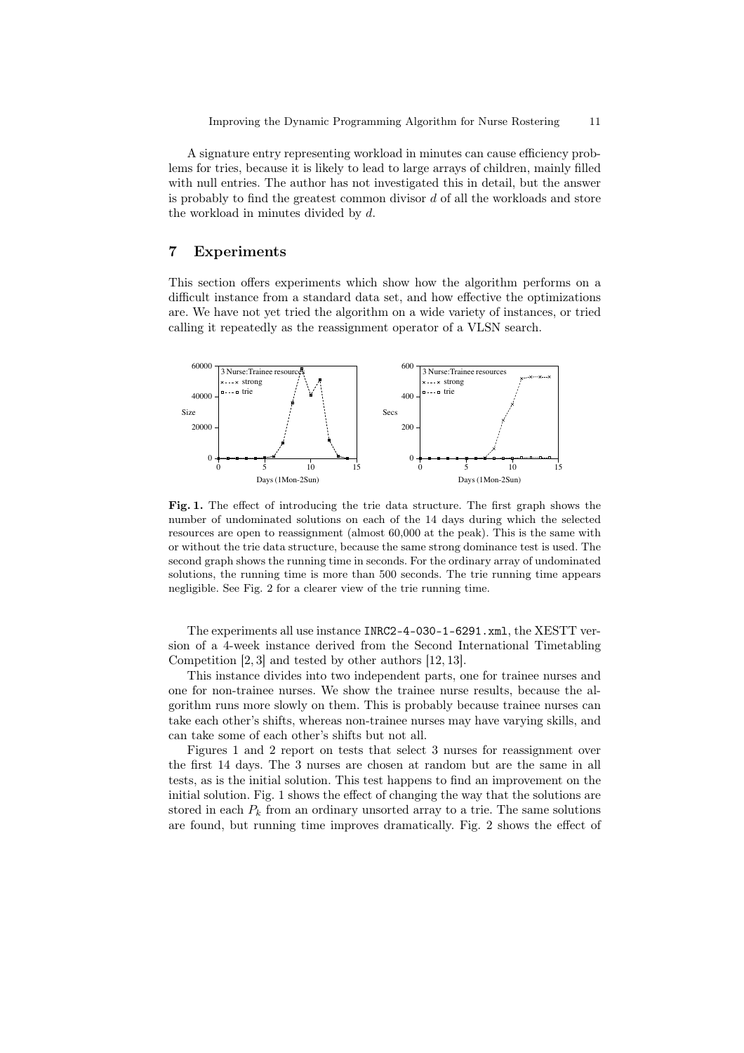A signature entry representing workload in minutes can cause efficiency problems for tries, because it is likely to lead to large arrays of children, mainly filled with null entries. The author has not investigated this in detail, but the answer is probably to find the greatest common divisor $d$ of all the workloads and store the workload in minutes divided by $d$.

## 7 Experiments

This section offers experiments which show how the algorithm performs on a difficult instance from a standard data set, and how effective the optimizations are. We have not yet tried the algorithm on a wide variety of instances, or tried calling it repeatedly as the reassignment operator of a VLSN search.

**Fig. 1.** The effect of introducing the trie data structure. The first graph shows the number of undominated solutions on each of the 14 days during which the selected resources are open to reassignment (almost 60,000 at the peak). This is the same with or without the trie data structure, because the same strong dominance test is used. The second graph shows the running time in seconds. For the ordinary array of undominated solutions, the running time is more than 500 seconds. The trie running time appears negligible. See Fig. 2 for a clearer view of the trie running time.

The experiments all use instance `INRC2-4-030-1-6291.xml`, the XESTT version of a 4-week instance derived from the Second International Timetabling Competition [2, 3] and tested by other authors [12, 13].

This instance divides into two independent parts, one for trainee nurses and one for non-trainee nurses. We show the trainee nurse results, because the algorithm runs more slowly on them. This is probably because trainee nurses can take each other's shifts, whereas non-trainee nurses may have varying skills, and can take some of each other's shifts but not all.

Figures 1 and 2 report on tests that select 3 nurses for reassignment over the first 14 days. The 3 nurses are chosen at random but are the same in all tests, as is the initial solution. This test happens to find an improvement on the initial solution. Fig. 1 shows the effect of changing the way that the solutions are stored in each $P_k$ from an ordinary unsorted array to a trie. The same solutions are found, but running time improves dramatically. Fig. 2 shows the effect of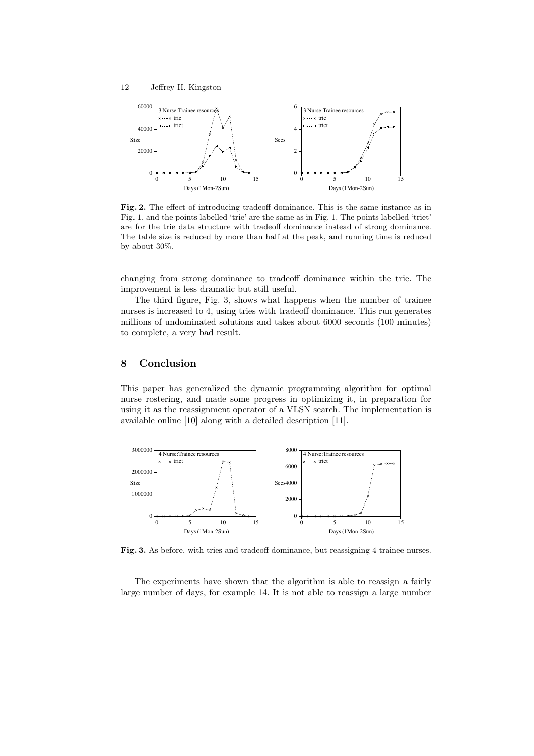**Fig. 2.** The effect of introducing tradeoff dominance. This is the same instance as in Fig. 1, and the points labelled 'trie' are the same as in Fig. 1. The points labelled 'triet' are for the trie data structure with tradeoff dominance instead of strong dominance. The table size is reduced by more than half at the peak, and running time is reduced by about 30%.

changing from strong dominance to tradeoff dominance within the trie. The improvement is less dramatic but still useful.

The third figure, Fig. 3, shows what happens when the number of trainee nurses is increased to 4, using tries with tradeoff dominance. This run generates millions of undominated solutions and takes about 6000 seconds (100 minutes) to complete, a very bad result.

## 8 Conclusion

This paper has generalized the dynamic programming algorithm for optimal nurse rostering, and made some progress in optimizing it, in preparation for using it as the reassignment operator of a VLSN search. The implementation is available online [10] along with a detailed description [11].

**Fig. 3.** As before, with tries and tradeoff dominance, but reassigning 4 trainee nurses.

The experiments have shown that the algorithm is able to reassign a fairly large number of days, for example 14. It is not able to reassign a large number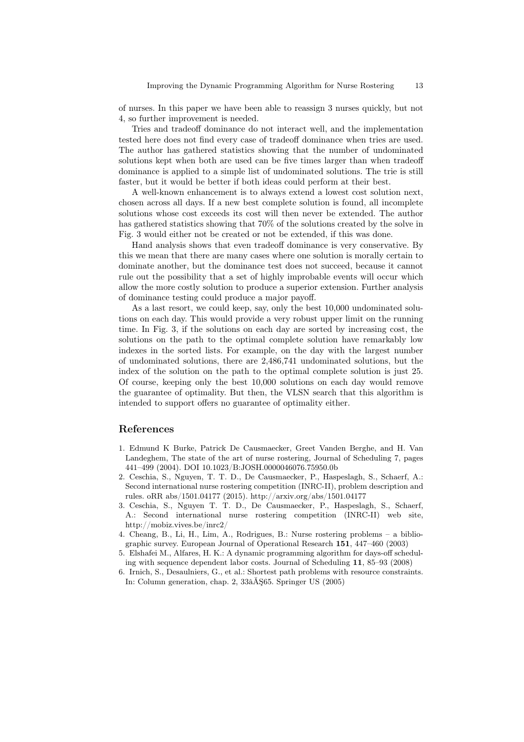of nurses. In this paper we have been able to reassign 3 nurses quickly, but not 4, so further improvement is needed.

Tries and tradeoff dominance do not interact well, and the implementation tested here does not find every case of tradeoff dominance when tries are used. The author has gathered statistics showing that the number of undominated solutions kept when both are used can be five times larger than when tradeoff dominance is applied to a simple list of undominated solutions. The trie is still faster, but it would be better if both ideas could perform at their best.

A well-known enhancement is to always extend a lowest cost solution next, chosen across all days. If a new best complete solution is found, all incomplete solutions whose cost exceeds its cost will then never be extended. The author has gathered statistics showing that 70% of the solutions created by the solve in Fig. 3 would either not be created or not be extended, if this was done.

Hand analysis shows that even tradeoff dominance is very conservative. By this we mean that there are many cases where one solution is morally certain to dominate another, but the dominance test does not succeed, because it cannot rule out the possibility that a set of highly improbable events will occur which allow the more costly solution to produce a superior extension. Further analysis of dominance testing could produce a major payoff.

As a last resort, we could keep, say, only the best 10,000 undominated solutions on each day. This would provide a very robust upper limit on the running time. In Fig. 3, if the solutions on each day are sorted by increasing cost, the solutions on the path to the optimal complete solution have remarkably low indexes in the sorted lists. For example, on the day with the largest number of undominated solutions, there are 2,486,741 undominated solutions, but the index of the solution on the path to the optimal complete solution is just 25. Of course, keeping only the best 10,000 solutions on each day would remove the guarantee of optimality. But then, the VLSN search that this algorithm is intended to support offers no guarantee of optimality either.

## References

1. Edmund K Burke, Patrick De Causmaecker, Greet Vanden Berghe, and H. Van Landeghem, The state of the art of nurse rostering, Journal of Scheduling 7, pages 441–499 (2004). DOI 10.1023/B:JOSH.0000046076.75950.0b
2. Ceschia, S., Nguyen, T. T. D., De Causmaecker, P., Haspeslagh, S., Schaerf, A.: Second international nurse rostering competition (INRC-II), problem description and rules. oRR abs/1501.04177 (2015). http://arxiv.org/abs/1501.04177
3. Ceschia, S., Nguyen T. T. D., De Causmaecker, P., Haspeslagh, S., Schaerf, A.: Second international nurse rostering competition (INRC-II) web site, http://mobiz.vives.be/inrc2/
4. Cheang, B., Li, H., Lim, A., Rodrigues, B.: Nurse rostering problems – a bibliographic survey. European Journal of Operational Research **151**, 447–460 (2003)
5. Elshafei M., Alfares, H. K.: A dynamic programming algorithm for days-off scheduling with sequence dependent labor costs. Journal of Scheduling **11**, 85–93 (2008)
6. Irnich, S., Desaulniers, G., et al.: Shortest path problems with resource constraints. In: Column generation, chap. 2, 33âĂŞ65. Springer US (2005)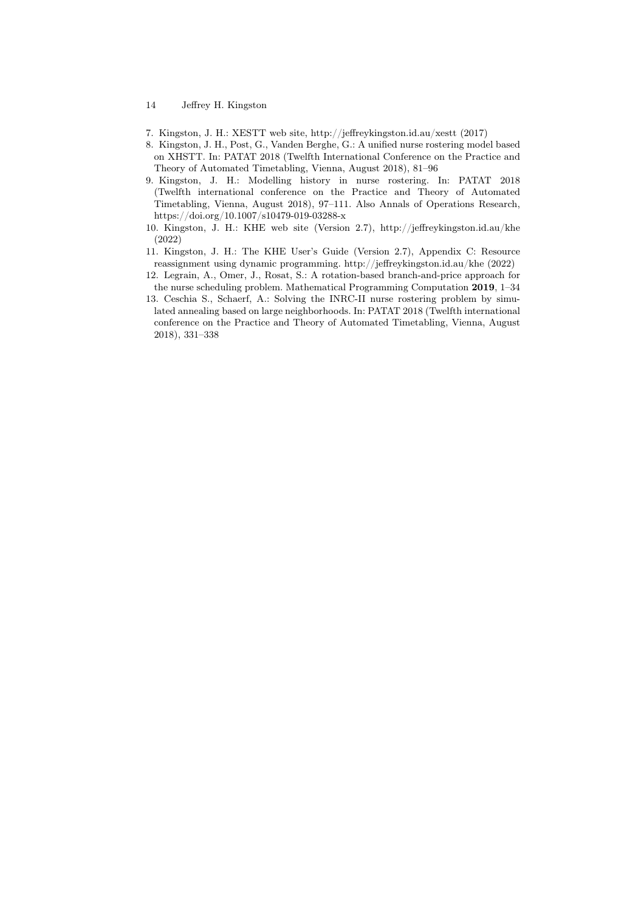7. Kingston, J. H.: XESTT web site, http://jeffreykingston.id.au/xestt (2017)
8. Kingston, J. H., Post, G., Vanden Berghe, G.: A unified nurse rostering model based on XHSTT. In: PATAT 2018 (Twelfth International Conference on the Practice and Theory of Automated Timetabling, Vienna, August 2018), 81–96
9. Kingston, J. H.: Modelling history in nurse rostering. In: PATAT 2018 (Twelfth international conference on the Practice and Theory of Automated Timetabling, Vienna, August 2018), 97–111. Also Annals of Operations Research, https://doi.org/10.1007/s10479-019-03288-x
10. Kingston, J. H.: KHE web site (Version 2.7), http://jeffreykingston.id.au/khe (2022)
11. Kingston, J. H.: The KHE User's Guide (Version 2.7), Appendix C: Resource reassignment using dynamic programming. http://jeffreykingston.id.au/khe (2022)
12. Legrain, A., Omer, J., Rosat, S.: A rotation-based branch-and-price approach for the nurse scheduling problem. Mathematical Programming Computation **2019**, 1–34
13. Ceschia S., Schaerf, A.: Solving the INRC-II nurse rostering problem by simulated annealing based on large neighborhoods. In: PATAT 2018 (Twelfth international conference on the Practice and Theory of Automated Timetabling, Vienna, August 2018), 331–338